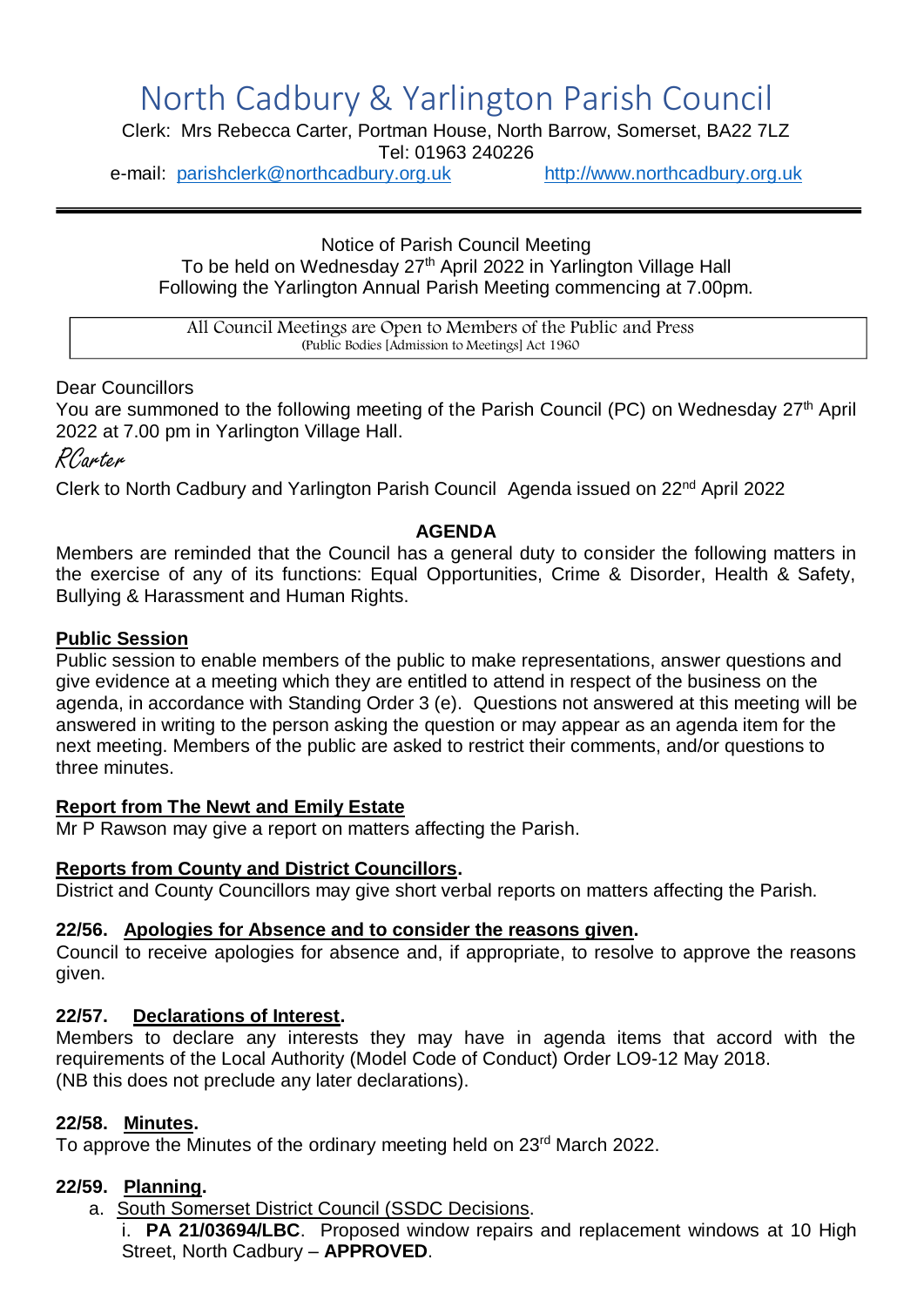# North Cadbury & Yarlington Parish Council

Clerk: Mrs Rebecca Carter, Portman House, North Barrow, Somerset, BA22 7LZ
Tel: 01963 240226
e-mail: parishclerk@northcadbury.org.uk http://www.northcadbury.org.uk

---

Notice of Parish Council Meeting
To be held on Wednesday 27th April 2022 in Yarlington Village Hall
Following the Yarlington Annual Parish Meeting commencing at 7.00pm.

| All Council Meetings are Open to Members of the Public and Press (Public Bodies [Admission to Meetings] Act 1960 |
|---|

Dear Councillors
You are summoned to the following meeting of the Parish Council (PC) on Wednesday 27th April 2022 at 7.00 pm in Yarlington Village Hall.

*RCarter*

Clerk to North Cadbury and Yarlington Parish Council Agenda issued on 22nd April 2022

## AGENDA

Members are reminded that the Council has a general duty to consider the following matters in the exercise of any of its functions: Equal Opportunities, Crime & Disorder, Health & Safety, Bullying & Harassment and Human Rights.

### Public Session

Public session to enable members of the public to make representations, answer questions and give evidence at a meeting which they are entitled to attend in respect of the business on the agenda, in accordance with Standing Order 3 (e). Questions not answered at this meeting will be answered in writing to the person asking the question or may appear as an agenda item for the next meeting. Members of the public are asked to restrict their comments, and/or questions to three minutes.

### Report from The Newt and Emily Estate

Mr P Rawson may give a report on matters affecting the Parish.

### Reports from County and District Councillors.

District and County Councillors may give short verbal reports on matters affecting the Parish.

### 22/56. Apologies for Absence and to consider the reasons given.

Council to receive apologies for absence and, if appropriate, to resolve to approve the reasons given.

### 22/57. Declarations of Interest.

Members to declare any interests they may have in agenda items that accord with the requirements of the Local Authority (Model Code of Conduct) Order LO9-12 May 2018.
(NB this does not preclude any later declarations).

### 22/58. Minutes.

To approve the Minutes of the ordinary meeting held on 23rd March 2022.

### 22/59. Planning.

a. South Somerset District Council (SSDC Decisions.
   i. **PA 21/03694/LBC**. Proposed window repairs and replacement windows at 10 High Street, North Cadbury – **APPROVED**.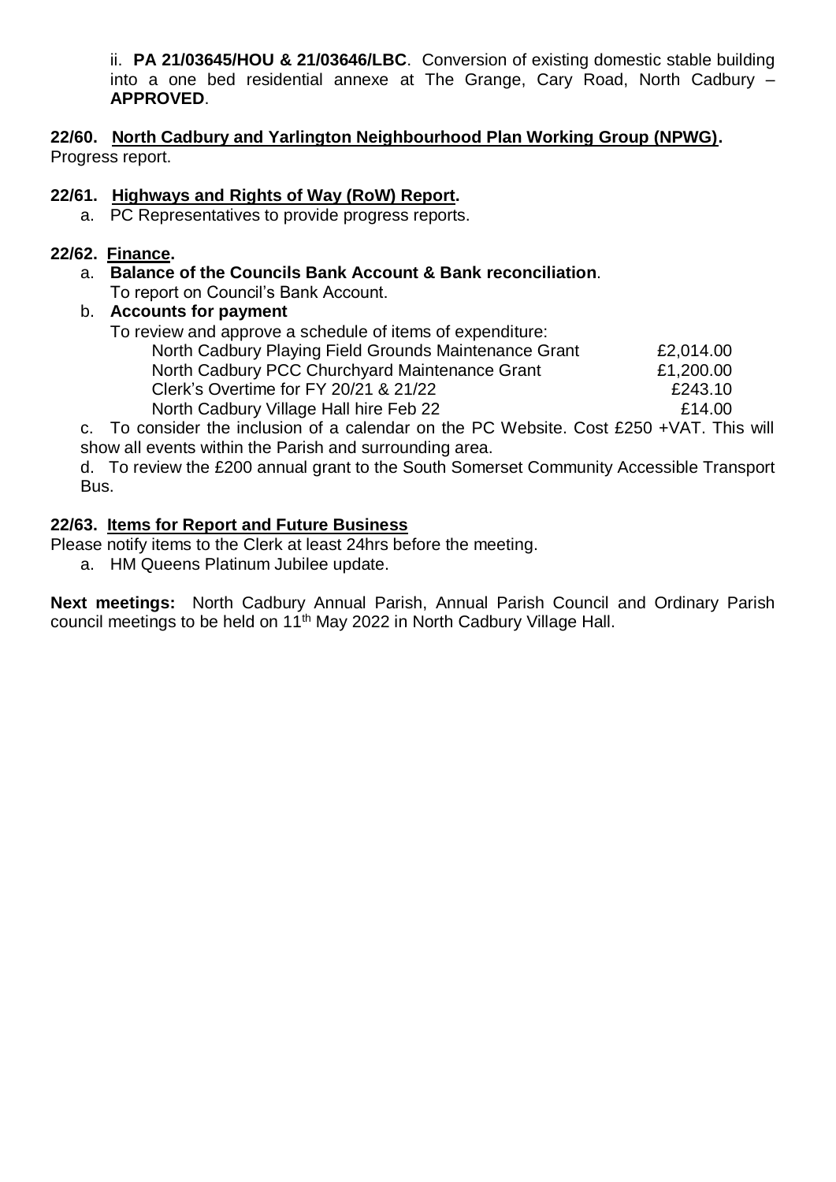ii. **PA 21/03645/HOU & 21/03646/LBC**. Conversion of existing domestic stable building into a one bed residential annexe at The Grange, Cary Road, North Cadbury – **APPROVED**.

**22/60. <u>North Cadbury and Yarlington Neighbourhood Plan Working Group (NPWG)</u>.**
Progress report.

**22/61. <u>Highways and Rights of Way (RoW) Report</u>.**

a. PC Representatives to provide progress reports.

**22/62. <u>Finance</u>.**

a. **Balance of the Councils Bank Account & Bank reconciliation**.
To report on Council's Bank Account.

b. **Accounts for payment**
To review and approve a schedule of items of expenditure:

| | |
|---|---|
| North Cadbury Playing Field Grounds Maintenance Grant | £2,014.00 |
| North Cadbury PCC Churchyard Maintenance Grant | £1,200.00 |
| Clerk's Overtime for FY 20/21 & 21/22 | £243.10 |
| North Cadbury Village Hall hire Feb 22 | £14.00 |

c. To consider the inclusion of a calendar on the PC Website. Cost £250 +VAT. This will show all events within the Parish and surrounding area.

d. To review the £200 annual grant to the South Somerset Community Accessible Transport Bus.

**22/63. <u>Items for Report and Future Business</u>**
Please notify items to the Clerk at least 24hrs before the meeting.

a. HM Queens Platinum Jubilee update.

**Next meetings:** North Cadbury Annual Parish, Annual Parish Council and Ordinary Parish council meetings to be held on 11th May 2022 in North Cadbury Village Hall.